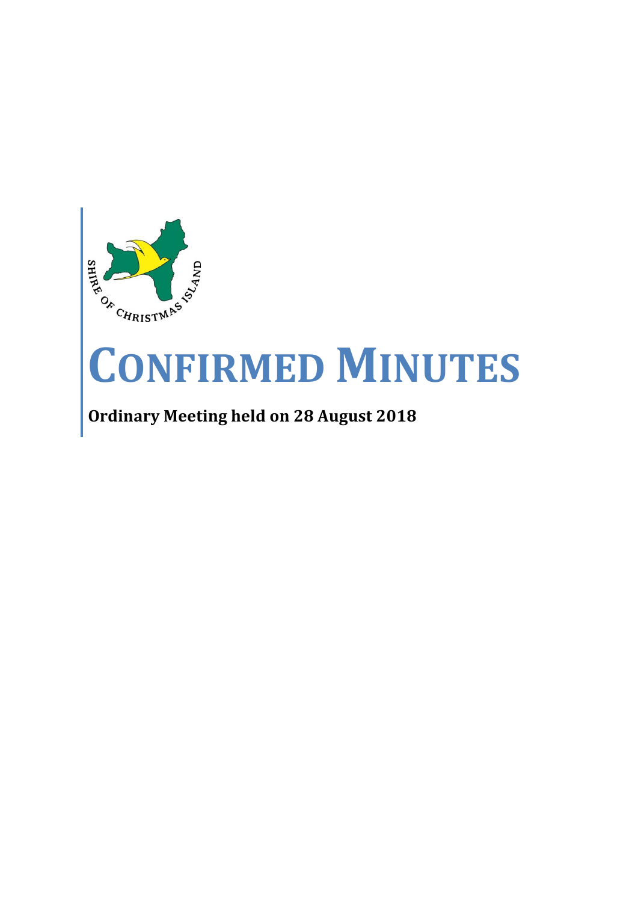SHIRE OF CHRISTMAS ISLAND

# CONFIRMED MINUTES

**Ordinary Meeting held on 28 August 2018**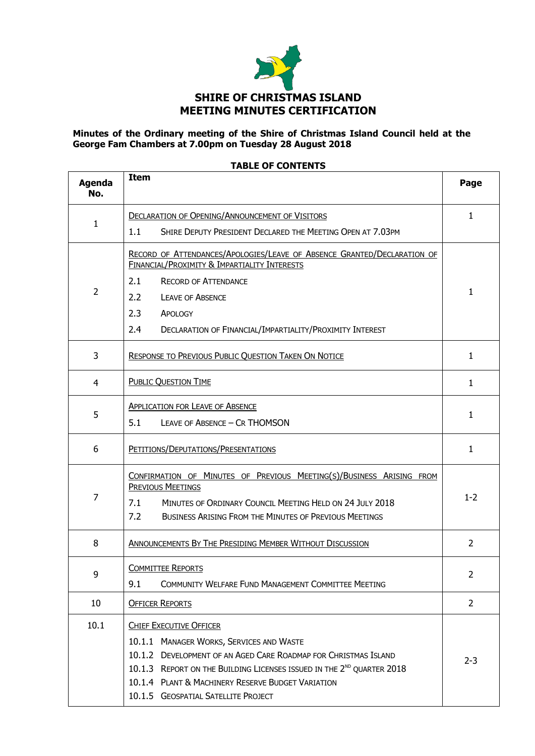# SHIRE OF CHRISTMAS ISLAND
# MEETING MINUTES CERTIFICATION

**Minutes of the Ordinary meeting of the Shire of Christmas Island Council held at the George Fam Chambers at 7.00pm on Tuesday 28 August 2018**

**TABLE OF CONTENTS**

| Agenda No. | Item | Page |
|---|---|---|
| 1 | DECLARATION OF OPENING/ANNOUNCEMENT OF VISITORS<br>1.1 SHIRE DEPUTY PRESIDENT DECLARED THE MEETING OPEN AT 7.03PM | 1 |
| 2 | RECORD OF ATTENDANCES/APOLOGIES/LEAVE OF ABSENCE GRANTED/DECLARATION OF FINANCIAL/PROXIMITY & IMPARTIALITY INTERESTS<br>2.1 RECORD OF ATTENDANCE<br>2.2 LEAVE OF ABSENCE<br>2.3 APOLOGY<br>2.4 DECLARATION OF FINANCIAL/IMPARTIALITY/PROXIMITY INTEREST | 1 |
| 3 | RESPONSE TO PREVIOUS PUBLIC QUESTION TAKEN ON NOTICE | 1 |
| 4 | PUBLIC QUESTION TIME | 1 |
| 5 | APPLICATION FOR LEAVE OF ABSENCE<br>5.1 LEAVE OF ABSENCE – CR THOMSON | 1 |
| 6 | PETITIONS/DEPUTATIONS/PRESENTATIONS | 1 |
| 7 | CONFIRMATION OF MINUTES OF PREVIOUS MEETING(S)/BUSINESS ARISING FROM PREVIOUS MEETINGS<br>7.1 MINUTES OF ORDINARY COUNCIL MEETING HELD ON 24 JULY 2018<br>7.2 BUSINESS ARISING FROM THE MINUTES OF PREVIOUS MEETINGS | 1-2 |
| 8 | ANNOUNCEMENTS BY THE PRESIDING MEMBER WITHOUT DISCUSSION | 2 |
| 9 | COMMITTEE REPORTS<br>9.1 COMMUNITY WELFARE FUND MANAGEMENT COMMITTEE MEETING | 2 |
| 10 | OFFICER REPORTS | 2 |
| 10.1 | CHIEF EXECUTIVE OFFICER<br>10.1.1 MANAGER WORKS, SERVICES AND WASTE<br>10.1.2 DEVELOPMENT OF AN AGED CARE ROADMAP FOR CHRISTMAS ISLAND<br>10.1.3 REPORT ON THE BUILDING LICENSES ISSUED IN THE 2ND QUARTER 2018<br>10.1.4 PLANT & MACHINERY RESERVE BUDGET VARIATION<br>10.1.5 GEOSPATIAL SATELLITE PROJECT | 2-3 |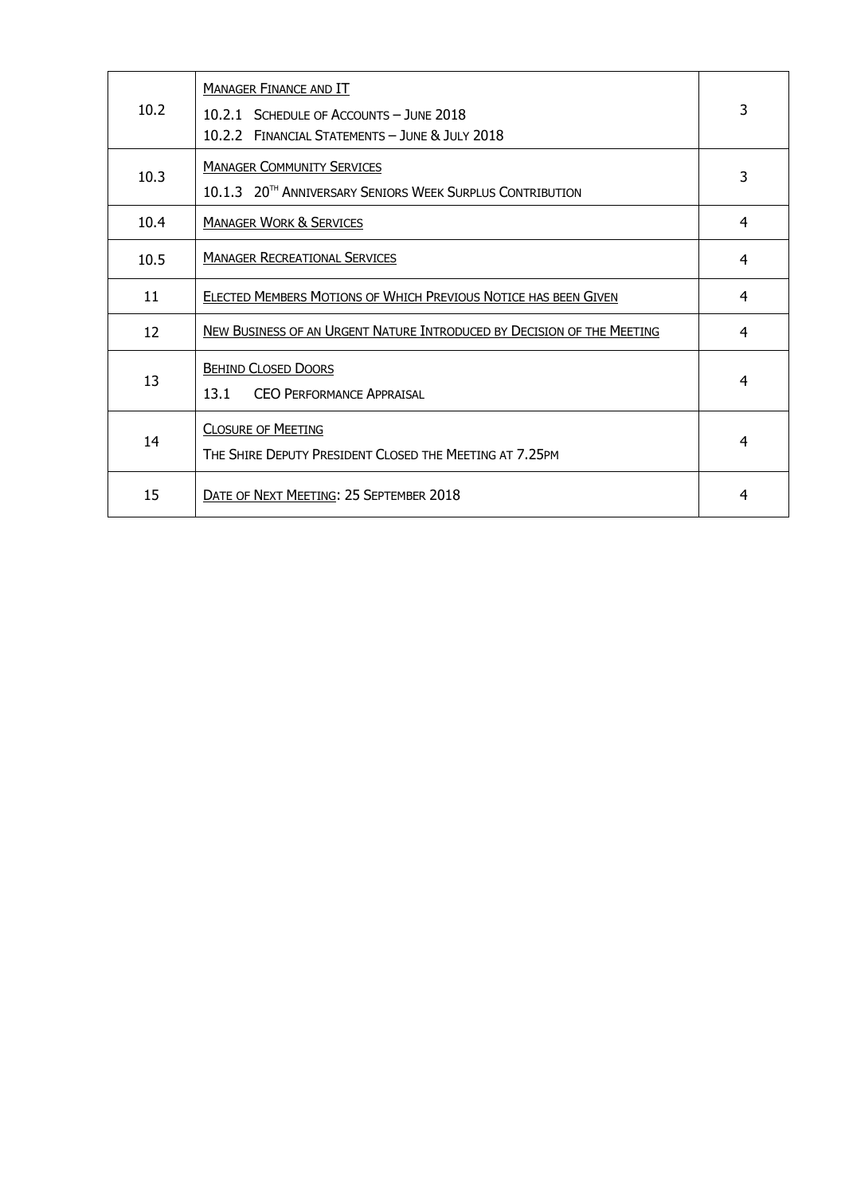| | | |
|---|---|---|
| 10.2 | MANAGER FINANCE AND IT<br>10.2.1 SCHEDULE OF ACCOUNTS – JUNE 2018<br>10.2.2 FINANCIAL STATEMENTS – JUNE & JULY 2018 | 3 |
| 10.3 | MANAGER COMMUNITY SERVICES<br>10.1.3 20TH ANNIVERSARY SENIORS WEEK SURPLUS CONTRIBUTION | 3 |
| 10.4 | MANAGER WORK & SERVICES | 4 |
| 10.5 | MANAGER RECREATIONAL SERVICES | 4 |
| 11 | ELECTED MEMBERS MOTIONS OF WHICH PREVIOUS NOTICE HAS BEEN GIVEN | 4 |
| 12 | NEW BUSINESS OF AN URGENT NATURE INTRODUCED BY DECISION OF THE MEETING | 4 |
| 13 | BEHIND CLOSED DOORS<br>13.1 CEO PERFORMANCE APPRAISAL | 4 |
| 14 | CLOSURE OF MEETING<br>THE SHIRE DEPUTY PRESIDENT CLOSED THE MEETING AT 7.25PM | 4 |
| 15 | DATE OF NEXT MEETING: 25 SEPTEMBER 2018 | 4 |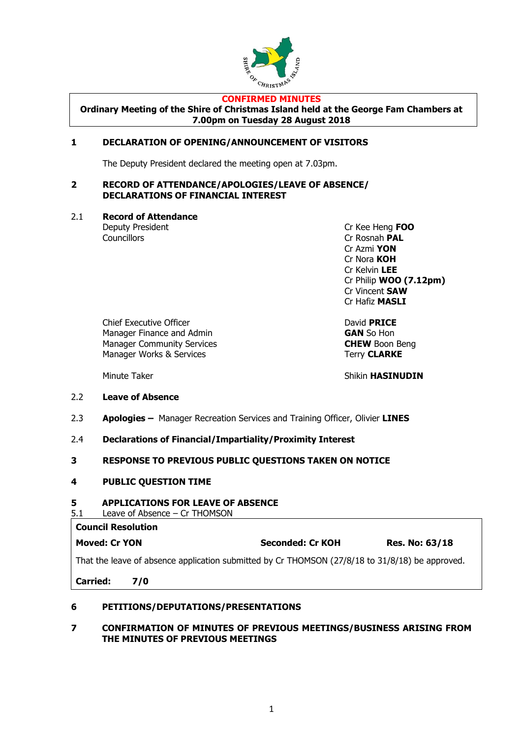**CONFIRMED MINUTES**

**Ordinary Meeting of the Shire of Christmas Island held at the George Fam Chambers at 7.00pm on Tuesday 28 August 2018**

## 1 DECLARATION OF OPENING/ANNOUNCEMENT OF VISITORS

The Deputy President declared the meeting open at 7.03pm.

## 2 RECORD OF ATTENDANCE/APOLOGIES/LEAVE OF ABSENCE/ DECLARATIONS OF FINANCIAL INTEREST

### 2.1 Record of Attendance

| | |
|---|---|
| Deputy President | Cr Kee Heng **FOO** |
| Councillors | Cr Rosnah **PAL** |
| | Cr Azmi **YON** |
| | Cr Nora **KOH** |
| | Cr Kelvin **LEE** |
| | Cr Philip **WOO (7.12pm)** |
| | Cr Vincent **SAW** |
| | Cr Hafiz **MASLI** |
| Chief Executive Officer | David **PRICE** |
| Manager Finance and Admin | **GAN** So Hon |
| Manager Community Services | **CHEW** Boon Beng |
| Manager Works & Services | Terry **CLARKE** |
| Minute Taker | Shikin **HASINUDIN** |

### 2.2 Leave of Absence

### 2.3 Apologies – Manager Recreation Services and Training Officer, Olivier **LINES**

### 2.4 Declarations of Financial/Impartiality/Proximity Interest

## 3 RESPONSE TO PREVIOUS PUBLIC QUESTIONS TAKEN ON NOTICE

## 4 PUBLIC QUESTION TIME

## 5 APPLICATIONS FOR LEAVE OF ABSENCE

5.1 Leave of Absence – Cr THOMSON

**Council Resolution**

**Moved: Cr YON** **Seconded: Cr KOH** **Res. No: 63/18**

That the leave of absence application submitted by Cr THOMSON (27/8/18 to 31/8/18) be approved.

**Carried: 7/0**

## 6 PETITIONS/DEPUTATIONS/PRESENTATIONS

## 7 CONFIRMATION OF MINUTES OF PREVIOUS MEETINGS/BUSINESS ARISING FROM THE MINUTES OF PREVIOUS MEETINGS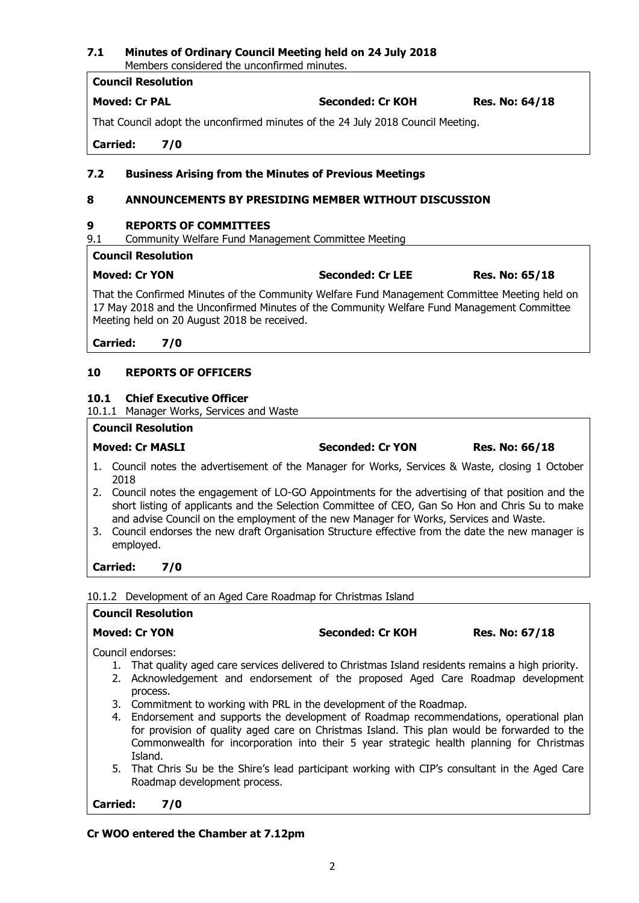### 7.1 Minutes of Ordinary Council Meeting held on 24 July 2018

Members considered the unconfirmed minutes.

**Council Resolution**

**Moved: Cr PAL** **Seconded: Cr KOH** **Res. No: 64/18**

That Council adopt the unconfirmed minutes of the 24 July 2018 Council Meeting.

**Carried: 7/0**

### 7.2 Business Arising from the Minutes of Previous Meetings

## 8 ANNOUNCEMENTS BY PRESIDING MEMBER WITHOUT DISCUSSION

## 9 REPORTS OF COMMITTEES

9.1 Community Welfare Fund Management Committee Meeting

**Council Resolution**

**Moved: Cr YON** **Seconded: Cr LEE** **Res. No: 65/18**

That the Confirmed Minutes of the Community Welfare Fund Management Committee Meeting held on 17 May 2018 and the Unconfirmed Minutes of the Community Welfare Fund Management Committee Meeting held on 20 August 2018 be received.

**Carried: 7/0**

## 10 REPORTS OF OFFICERS

### 10.1 Chief Executive Officer

10.1.1 Manager Works, Services and Waste

**Council Resolution**

**Moved: Cr MASLI** **Seconded: Cr YON** **Res. No: 66/18**

1. Council notes the advertisement of the Manager for Works, Services & Waste, closing 1 October 2018
2. Council notes the engagement of LO-GO Appointments for the advertising of that position and the short listing of applicants and the Selection Committee of CEO, Gan So Hon and Chris Su to make and advise Council on the employment of the new Manager for Works, Services and Waste.
3. Council endorses the new draft Organisation Structure effective from the date the new manager is employed.

**Carried: 7/0**

10.1.2 Development of an Aged Care Roadmap for Christmas Island

**Council Resolution**

**Moved: Cr YON** **Seconded: Cr KOH** **Res. No: 67/18**

Council endorses:

1. That quality aged care services delivered to Christmas Island residents remains a high priority.
2. Acknowledgement and endorsement of the proposed Aged Care Roadmap development process.
3. Commitment to working with PRL in the development of the Roadmap.
4. Endorsement and supports the development of Roadmap recommendations, operational plan for provision of quality aged care on Christmas Island. This plan would be forwarded to the Commonwealth for incorporation into their 5 year strategic health planning for Christmas Island.
5. That Chris Su be the Shire's lead participant working with CIP's consultant in the Aged Care Roadmap development process.

**Carried: 7/0**

**Cr WOO entered the Chamber at 7.12pm**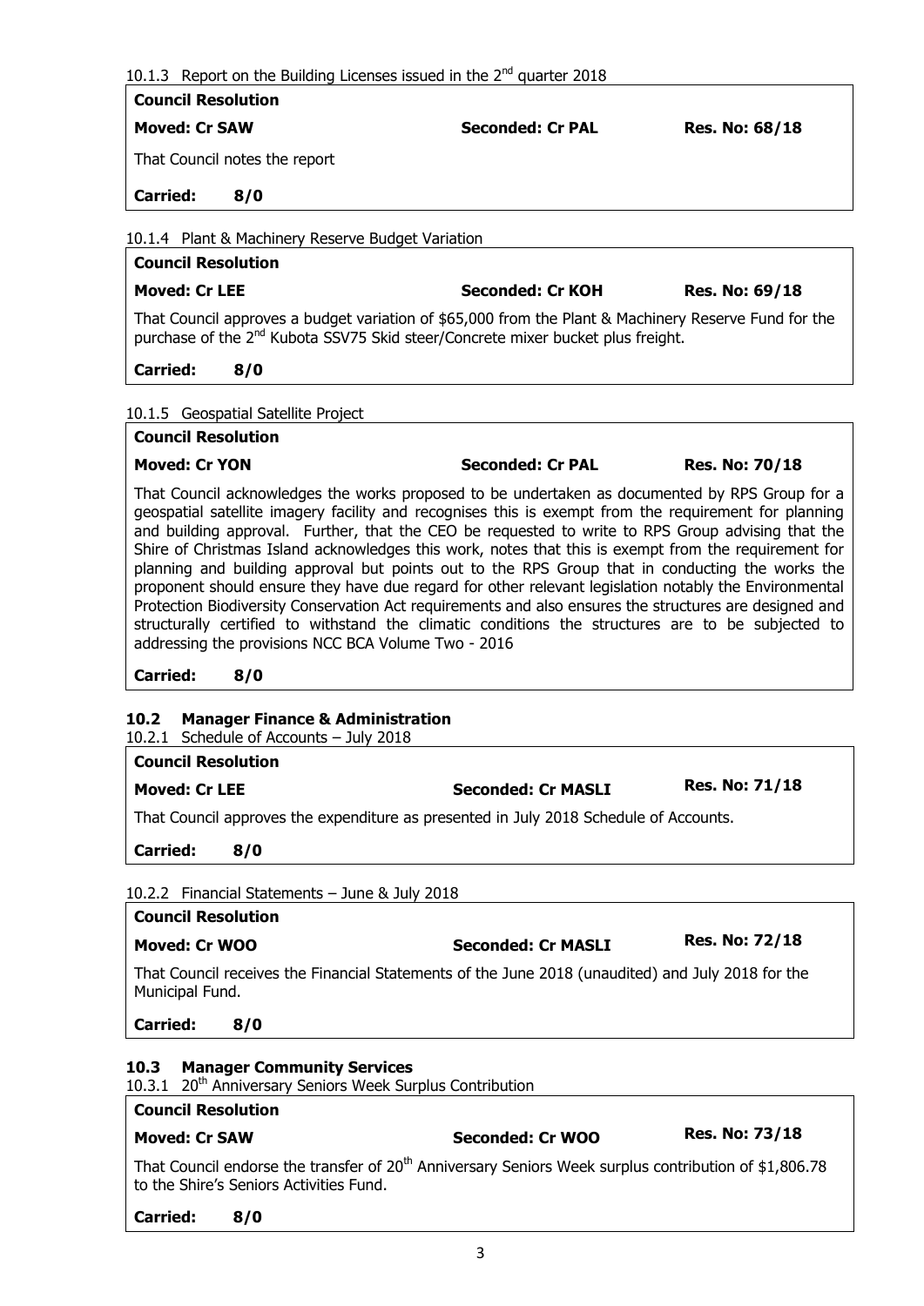10.1.3 Report on the Building Licenses issued in the 2nd quarter 2018

**Council Resolution**

**Moved: Cr SAW** **Seconded: Cr PAL** **Res. No: 68/18**

That Council notes the report

**Carried: 8/0**

10.1.4 Plant & Machinery Reserve Budget Variation

**Council Resolution**

**Moved: Cr LEE** **Seconded: Cr KOH** **Res. No: 69/18**

That Council approves a budget variation of $65,000 from the Plant & Machinery Reserve Fund for the purchase of the 2nd Kubota SSV75 Skid steer/Concrete mixer bucket plus freight.

**Carried: 8/0**

10.1.5 Geospatial Satellite Project

**Council Resolution**

**Moved: Cr YON** **Seconded: Cr PAL** **Res. No: 70/18**

That Council acknowledges the works proposed to be undertaken as documented by RPS Group for a geospatial satellite imagery facility and recognises this is exempt from the requirement for planning and building approval. Further, that the CEO be requested to write to RPS Group advising that the Shire of Christmas Island acknowledges this work, notes that this is exempt from the requirement for planning and building approval but points out to the RPS Group that in conducting the works the proponent should ensure they have due regard for other relevant legislation notably the Environmental Protection Biodiversity Conservation Act requirements and also ensures the structures are designed and structurally certified to withstand the climatic conditions the structures are to be subjected to addressing the provisions NCC BCA Volume Two - 2016

**Carried: 8/0**

## 10.2 Manager Finance & Administration

10.2.1 Schedule of Accounts – July 2018

**Council Resolution**

**Moved: Cr LEE** **Seconded: Cr MASLI** **Res. No: 71/18**

That Council approves the expenditure as presented in July 2018 Schedule of Accounts.

**Carried: 8/0**

10.2.2 Financial Statements – June & July 2018

**Council Resolution**

**Moved: Cr WOO** **Seconded: Cr MASLI** **Res. No: 72/18**

That Council receives the Financial Statements of the June 2018 (unaudited) and July 2018 for the Municipal Fund.

**Carried: 8/0**

## 10.3 Manager Community Services

10.3.1 20th Anniversary Seniors Week Surplus Contribution

**Council Resolution**

**Moved: Cr SAW** **Seconded: Cr WOO** **Res. No: 73/18**

That Council endorse the transfer of 20th Anniversary Seniors Week surplus contribution of $1,806.78 to the Shire's Seniors Activities Fund.

**Carried: 8/0**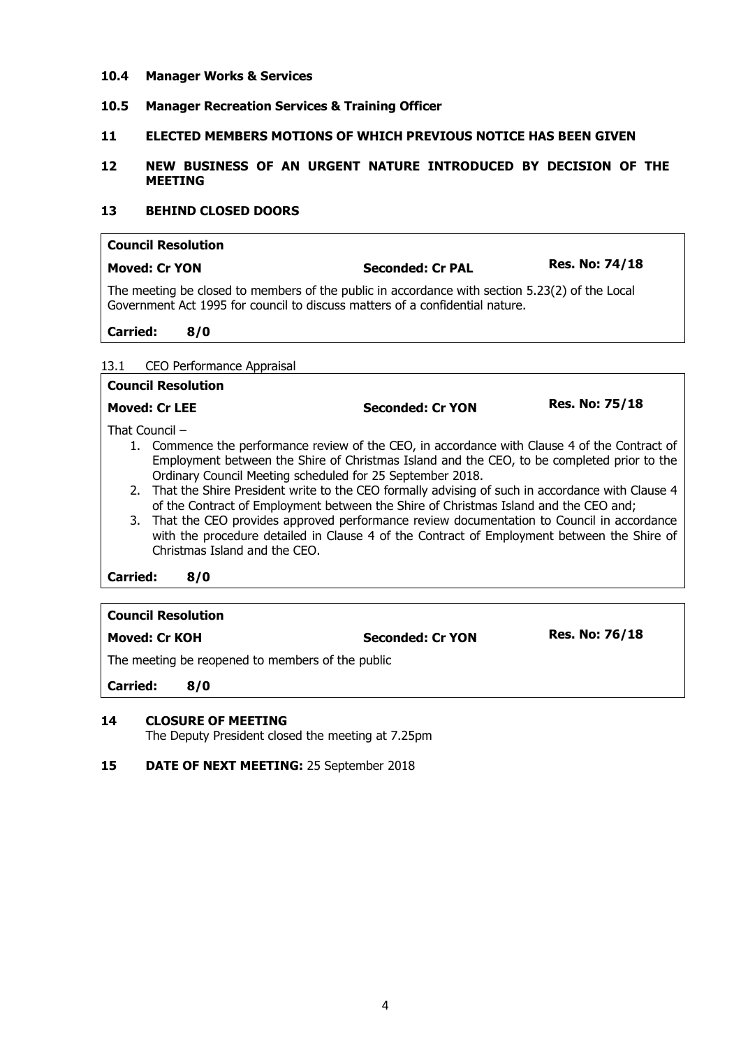**10.4 Manager Works & Services**

**10.5 Manager Recreation Services & Training Officer**

## 11 ELECTED MEMBERS MOTIONS OF WHICH PREVIOUS NOTICE HAS BEEN GIVEN

## 12 NEW BUSINESS OF AN URGENT NATURE INTRODUCED BY DECISION OF THE MEETING

## 13 BEHIND CLOSED DOORS

**Council Resolution**

**Moved: Cr YON** | **Seconded: Cr PAL** | **Res. No: 74/18**

The meeting be closed to members of the public in accordance with section 5.23(2) of the Local Government Act 1995 for council to discuss matters of a confidential nature.

**Carried: 8/0**

13.1 CEO Performance Appraisal

**Council Resolution**

**Moved: Cr LEE** | **Seconded: Cr YON** | **Res. No: 75/18**

That Council –

1. Commence the performance review of the CEO, in accordance with Clause 4 of the Contract of Employment between the Shire of Christmas Island and the CEO, to be completed prior to the Ordinary Council Meeting scheduled for 25 September 2018.
2. That the Shire President write to the CEO formally advising of such in accordance with Clause 4 of the Contract of Employment between the Shire of Christmas Island and the CEO and;
3. That the CEO provides approved performance review documentation to Council in accordance with the procedure detailed in Clause 4 of the Contract of Employment between the Shire of Christmas Island and the CEO.

**Carried: 8/0**

**Council Resolution**

**Moved: Cr KOH** | **Seconded: Cr YON** | **Res. No: 76/18**

The meeting be reopened to members of the public

**Carried: 8/0**

## 14 CLOSURE OF MEETING

The Deputy President closed the meeting at 7.25pm

## 15 DATE OF NEXT MEETING: 25 September 2018